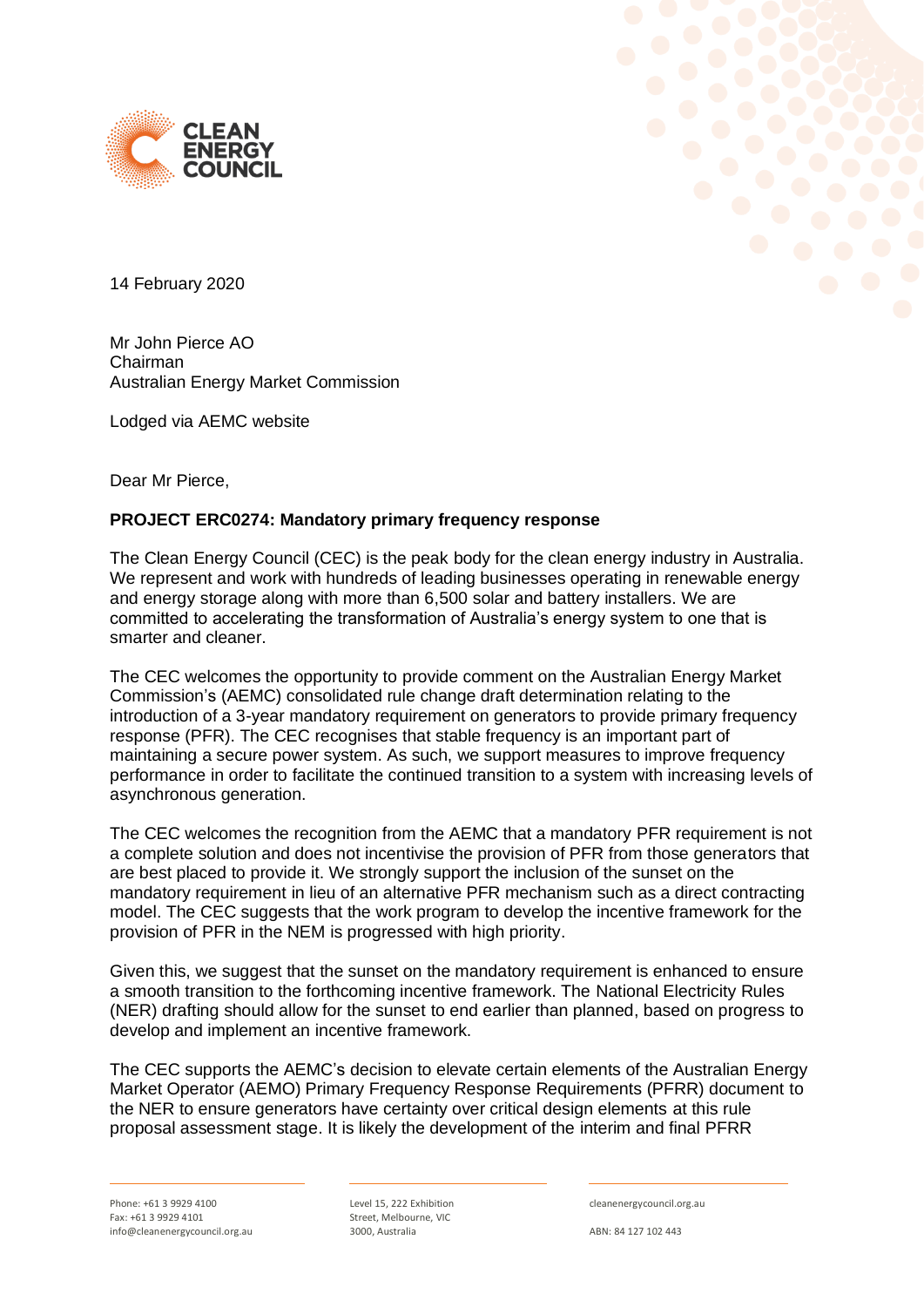14 February 2020

Mr John Pierce AO
Chairman
Australian Energy Market Commission

Lodged via AEMC website

Dear Mr Pierce,

**PROJECT ERC0274: Mandatory primary frequency response**

The Clean Energy Council (CEC) is the peak body for the clean energy industry in Australia. We represent and work with hundreds of leading businesses operating in renewable energy and energy storage along with more than 6,500 solar and battery installers. We are committed to accelerating the transformation of Australia's energy system to one that is smarter and cleaner.

The CEC welcomes the opportunity to provide comment on the Australian Energy Market Commission's (AEMC) consolidated rule change draft determination relating to the introduction of a 3-year mandatory requirement on generators to provide primary frequency response (PFR). The CEC recognises that stable frequency is an important part of maintaining a secure power system. As such, we support measures to improve frequency performance in order to facilitate the continued transition to a system with increasing levels of asynchronous generation.

The CEC welcomes the recognition from the AEMC that a mandatory PFR requirement is not a complete solution and does not incentivise the provision of PFR from those generators that are best placed to provide it. We strongly support the inclusion of the sunset on the mandatory requirement in lieu of an alternative PFR mechanism such as a direct contracting model. The CEC suggests that the work program to develop the incentive framework for the provision of PFR in the NEM is progressed with high priority.

Given this, we suggest that the sunset on the mandatory requirement is enhanced to ensure a smooth transition to the forthcoming incentive framework. The National Electricity Rules (NER) drafting should allow for the sunset to end earlier than planned, based on progress to develop and implement an incentive framework.

The CEC supports the AEMC's decision to elevate certain elements of the Australian Energy Market Operator (AEMO) Primary Frequency Response Requirements (PFRR) document to the NER to ensure generators have certainty over critical design elements at this rule proposal assessment stage. It is likely the development of the interim and final PFRR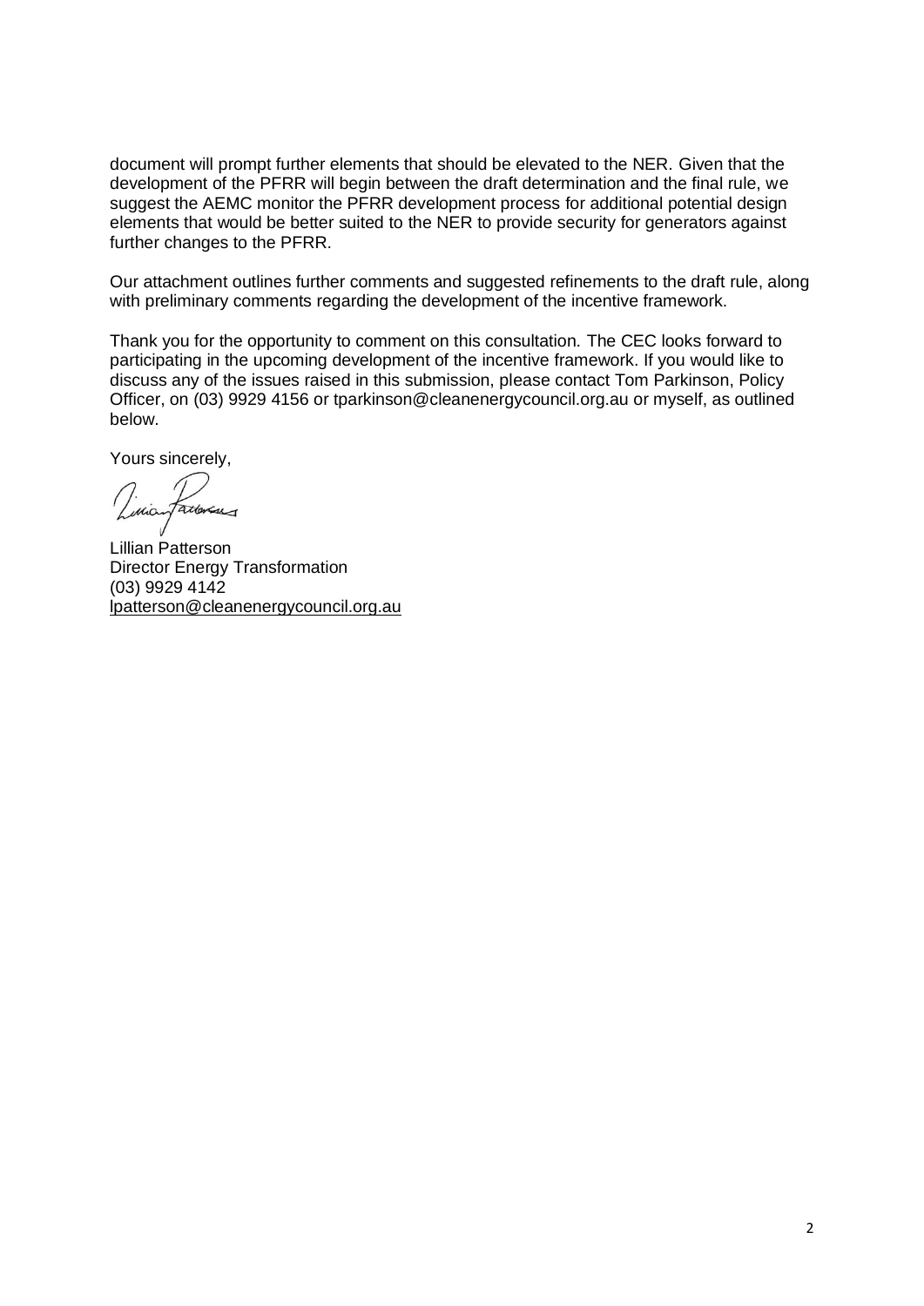document will prompt further elements that should be elevated to the NER. Given that the development of the PFRR will begin between the draft determination and the final rule, we suggest the AEMC monitor the PFRR development process for additional potential design elements that would be better suited to the NER to provide security for generators against further changes to the PFRR.

Our attachment outlines further comments and suggested refinements to the draft rule, along with preliminary comments regarding the development of the incentive framework.

Thank you for the opportunity to comment on this consultation. The CEC looks forward to participating in the upcoming development of the incentive framework. If you would like to discuss any of the issues raised in this submission, please contact Tom Parkinson, Policy Officer, on (03) 9929 4156 or tparkinson@cleanenergycouncil.org.au or myself, as outlined below.

Yours sincerely,

Lillian Patterson
Director Energy Transformation
(03) 9929 4142
lpatterson@cleanenergycouncil.org.au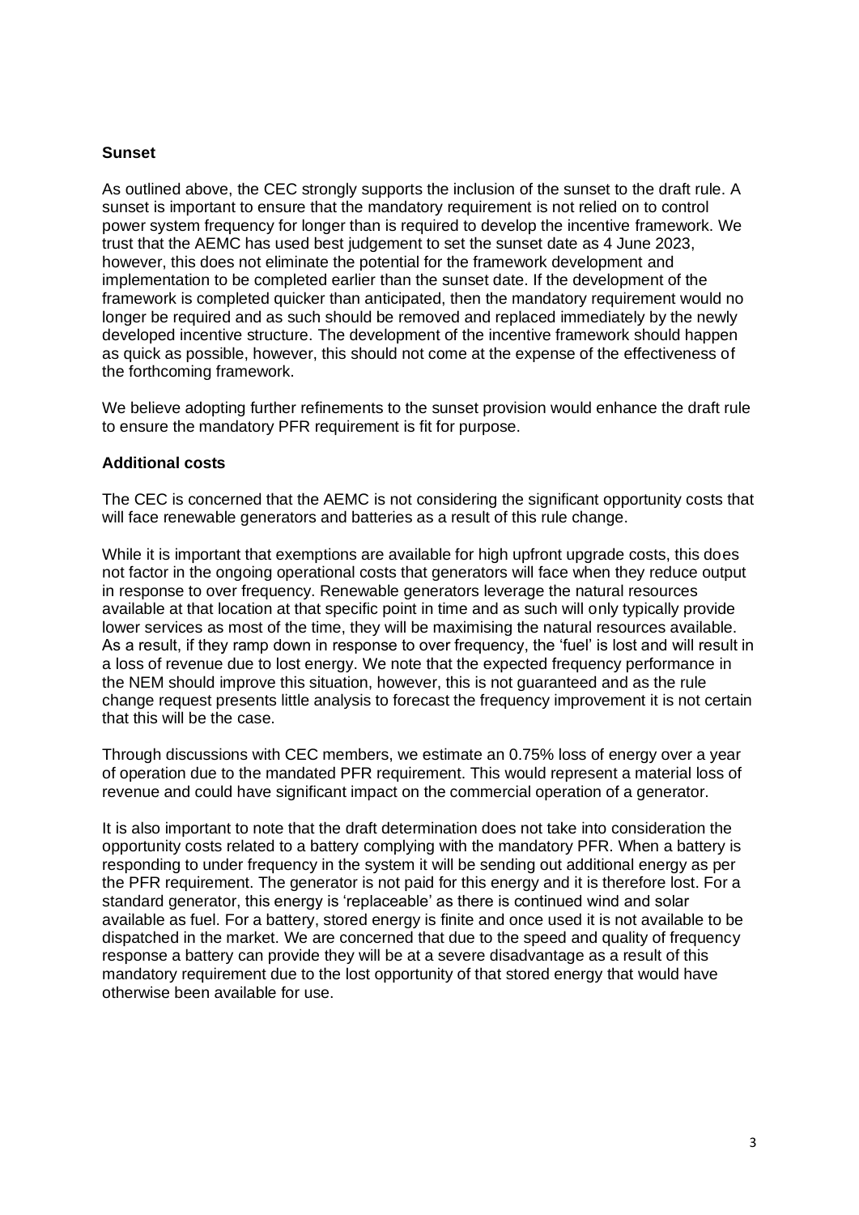**Sunset**

As outlined above, the CEC strongly supports the inclusion of the sunset to the draft rule. A sunset is important to ensure that the mandatory requirement is not relied on to control power system frequency for longer than is required to develop the incentive framework. We trust that the AEMC has used best judgement to set the sunset date as 4 June 2023, however, this does not eliminate the potential for the framework development and implementation to be completed earlier than the sunset date. If the development of the framework is completed quicker than anticipated, then the mandatory requirement would no longer be required and as such should be removed and replaced immediately by the newly developed incentive structure. The development of the incentive framework should happen as quick as possible, however, this should not come at the expense of the effectiveness of the forthcoming framework.

We believe adopting further refinements to the sunset provision would enhance the draft rule to ensure the mandatory PFR requirement is fit for purpose.

**Additional costs**

The CEC is concerned that the AEMC is not considering the significant opportunity costs that will face renewable generators and batteries as a result of this rule change.

While it is important that exemptions are available for high upfront upgrade costs, this does not factor in the ongoing operational costs that generators will face when they reduce output in response to over frequency. Renewable generators leverage the natural resources available at that location at that specific point in time and as such will only typically provide lower services as most of the time, they will be maximising the natural resources available. As a result, if they ramp down in response to over frequency, the 'fuel' is lost and will result in a loss of revenue due to lost energy. We note that the expected frequency performance in the NEM should improve this situation, however, this is not guaranteed and as the rule change request presents little analysis to forecast the frequency improvement it is not certain that this will be the case.

Through discussions with CEC members, we estimate an 0.75% loss of energy over a year of operation due to the mandated PFR requirement. This would represent a material loss of revenue and could have significant impact on the commercial operation of a generator.

It is also important to note that the draft determination does not take into consideration the opportunity costs related to a battery complying with the mandatory PFR. When a battery is responding to under frequency in the system it will be sending out additional energy as per the PFR requirement. The generator is not paid for this energy and it is therefore lost. For a standard generator, this energy is 'replaceable' as there is continued wind and solar available as fuel. For a battery, stored energy is finite and once used it is not available to be dispatched in the market. We are concerned that due to the speed and quality of frequency response a battery can provide they will be at a severe disadvantage as a result of this mandatory requirement due to the lost opportunity of that stored energy that would have otherwise been available for use.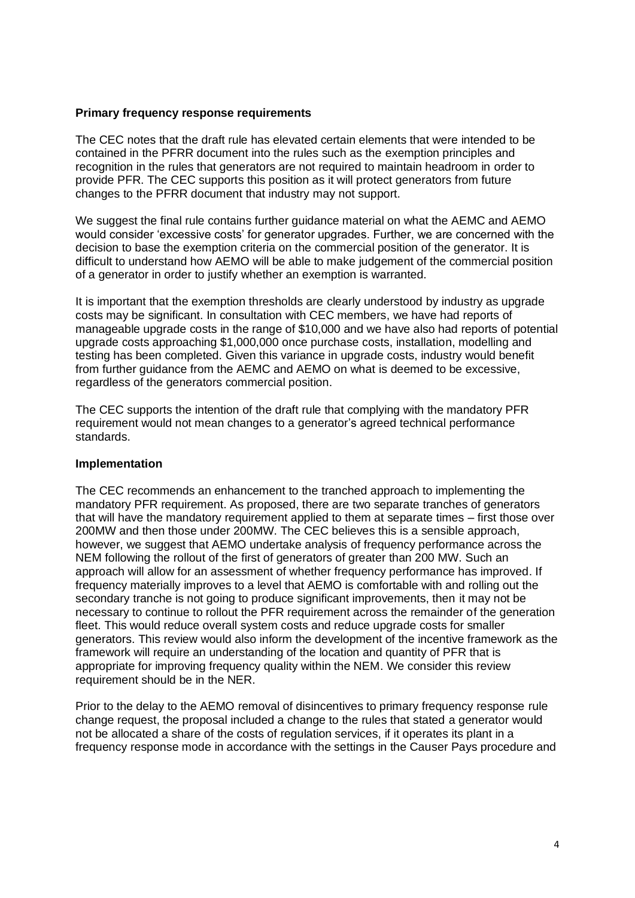**Primary frequency response requirements**

The CEC notes that the draft rule has elevated certain elements that were intended to be contained in the PFRR document into the rules such as the exemption principles and recognition in the rules that generators are not required to maintain headroom in order to provide PFR. The CEC supports this position as it will protect generators from future changes to the PFRR document that industry may not support.

We suggest the final rule contains further guidance material on what the AEMC and AEMO would consider 'excessive costs' for generator upgrades. Further, we are concerned with the decision to base the exemption criteria on the commercial position of the generator. It is difficult to understand how AEMO will be able to make judgement of the commercial position of a generator in order to justify whether an exemption is warranted.

It is important that the exemption thresholds are clearly understood by industry as upgrade costs may be significant. In consultation with CEC members, we have had reports of manageable upgrade costs in the range of $10,000 and we have also had reports of potential upgrade costs approaching $1,000,000 once purchase costs, installation, modelling and testing has been completed. Given this variance in upgrade costs, industry would benefit from further guidance from the AEMC and AEMO on what is deemed to be excessive, regardless of the generators commercial position.

The CEC supports the intention of the draft rule that complying with the mandatory PFR requirement would not mean changes to a generator's agreed technical performance standards.

**Implementation**

The CEC recommends an enhancement to the tranched approach to implementing the mandatory PFR requirement. As proposed, there are two separate tranches of generators that will have the mandatory requirement applied to them at separate times – first those over 200MW and then those under 200MW. The CEC believes this is a sensible approach, however, we suggest that AEMO undertake analysis of frequency performance across the NEM following the rollout of the first of generators of greater than 200 MW. Such an approach will allow for an assessment of whether frequency performance has improved. If frequency materially improves to a level that AEMO is comfortable with and rolling out the secondary tranche is not going to produce significant improvements, then it may not be necessary to continue to rollout the PFR requirement across the remainder of the generation fleet. This would reduce overall system costs and reduce upgrade costs for smaller generators. This review would also inform the development of the incentive framework as the framework will require an understanding of the location and quantity of PFR that is appropriate for improving frequency quality within the NEM. We consider this review requirement should be in the NER.

Prior to the delay to the AEMO removal of disincentives to primary frequency response rule change request, the proposal included a change to the rules that stated a generator would not be allocated a share of the costs of regulation services, if it operates its plant in a frequency response mode in accordance with the settings in the Causer Pays procedure and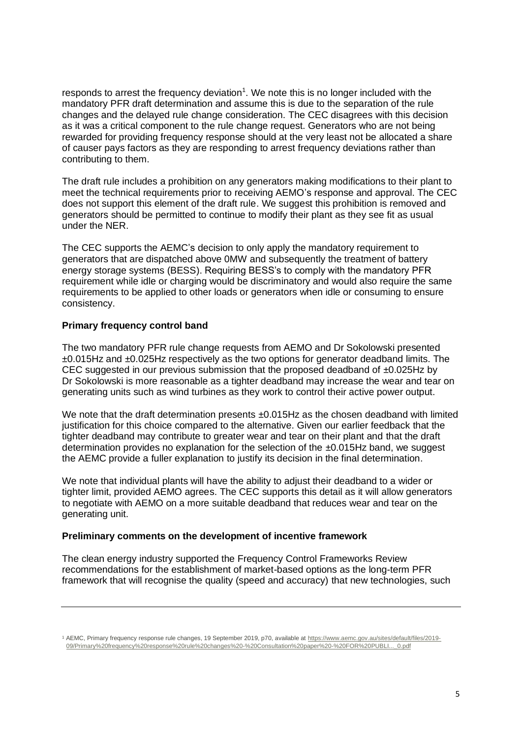responds to arrest the frequency deviation[1]. We note this is no longer included with the mandatory PFR draft determination and assume this is due to the separation of the rule changes and the delayed rule change consideration. The CEC disagrees with this decision as it was a critical component to the rule change request. Generators who are not being rewarded for providing frequency response should at the very least not be allocated a share of causer pays factors as they are responding to arrest frequency deviations rather than contributing to them.

The draft rule includes a prohibition on any generators making modifications to their plant to meet the technical requirements prior to receiving AEMO's response and approval. The CEC does not support this element of the draft rule. We suggest this prohibition is removed and generators should be permitted to continue to modify their plant as they see fit as usual under the NER.

The CEC supports the AEMC's decision to only apply the mandatory requirement to generators that are dispatched above 0MW and subsequently the treatment of battery energy storage systems (BESS). Requiring BESS's to comply with the mandatory PFR requirement while idle or charging would be discriminatory and would also require the same requirements to be applied to other loads or generators when idle or consuming to ensure consistency.

**Primary frequency control band**

The two mandatory PFR rule change requests from AEMO and Dr Sokolowski presented ±0.015Hz and ±0.025Hz respectively as the two options for generator deadband limits. The CEC suggested in our previous submission that the proposed deadband of ±0.025Hz by Dr Sokolowski is more reasonable as a tighter deadband may increase the wear and tear on generating units such as wind turbines as they work to control their active power output.

We note that the draft determination presents ±0.015Hz as the chosen deadband with limited justification for this choice compared to the alternative. Given our earlier feedback that the tighter deadband may contribute to greater wear and tear on their plant and that the draft determination provides no explanation for the selection of the ±0.015Hz band, we suggest the AEMC provide a fuller explanation to justify its decision in the final determination.

We note that individual plants will have the ability to adjust their deadband to a wider or tighter limit, provided AEMO agrees. The CEC supports this detail as it will allow generators to negotiate with AEMO on a more suitable deadband that reduces wear and tear on the generating unit.

**Preliminary comments on the development of incentive framework**

The clean energy industry supported the Frequency Control Frameworks Review recommendations for the establishment of market-based options as the long-term PFR framework that will recognise the quality (speed and accuracy) that new technologies, such

---

[1] AEMC, Primary frequency response rule changes, 19 September 2019, p70, available at https://www.aemc.gov.au/sites/default/files/2019-09/Primary%20frequency%20response%20rule%20changes%20-%20Consultation%20paper%20-%20FOR%20PUBLI..._0.pdf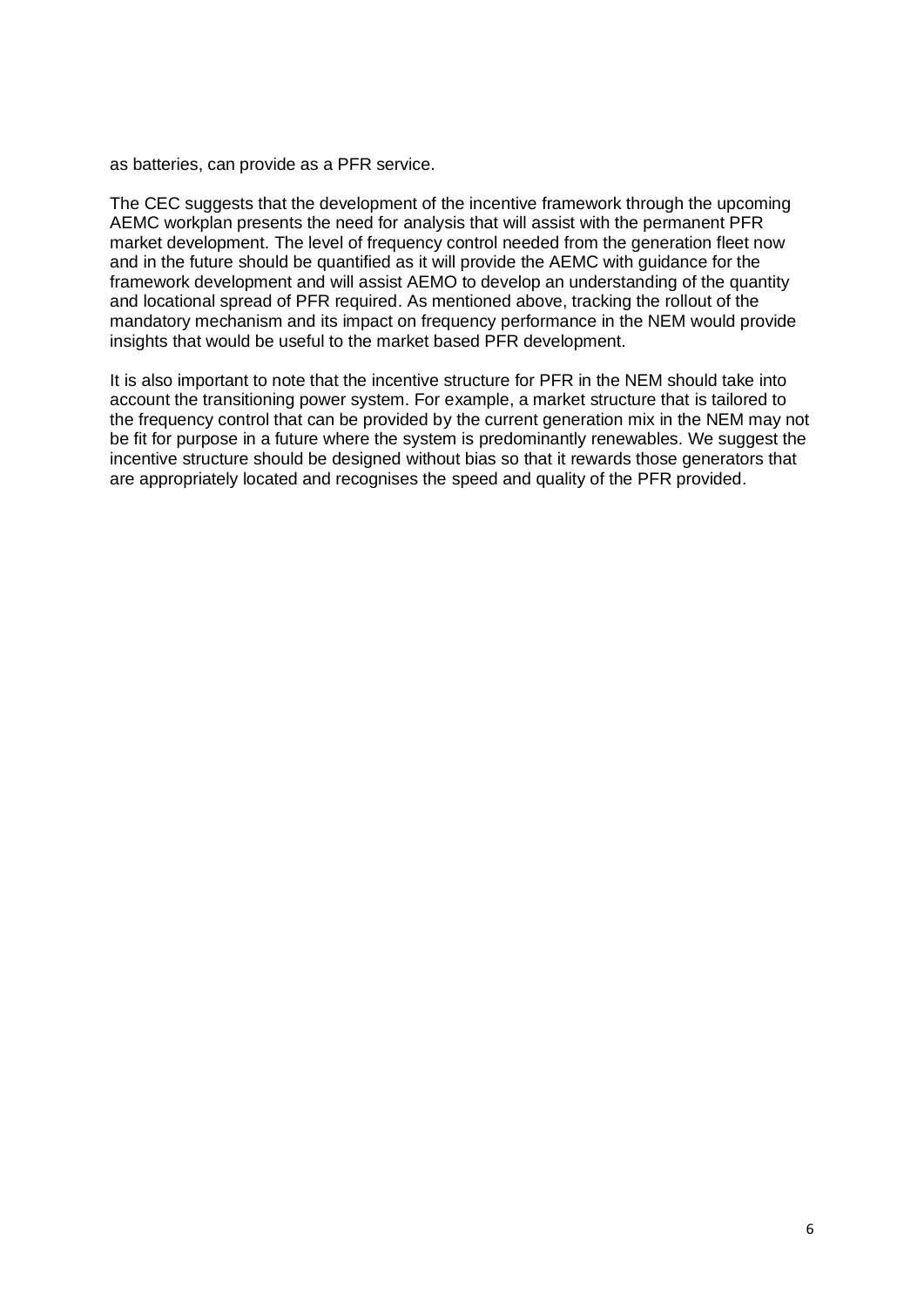as batteries, can provide as a PFR service.

The CEC suggests that the development of the incentive framework through the upcoming AEMC workplan presents the need for analysis that will assist with the permanent PFR market development. The level of frequency control needed from the generation fleet now and in the future should be quantified as it will provide the AEMC with guidance for the framework development and will assist AEMO to develop an understanding of the quantity and locational spread of PFR required. As mentioned above, tracking the rollout of the mandatory mechanism and its impact on frequency performance in the NEM would provide insights that would be useful to the market based PFR development.

It is also important to note that the incentive structure for PFR in the NEM should take into account the transitioning power system. For example, a market structure that is tailored to the frequency control that can be provided by the current generation mix in the NEM may not be fit for purpose in a future where the system is predominantly renewables. We suggest the incentive structure should be designed without bias so that it rewards those generators that are appropriately located and recognises the speed and quality of the PFR provided.